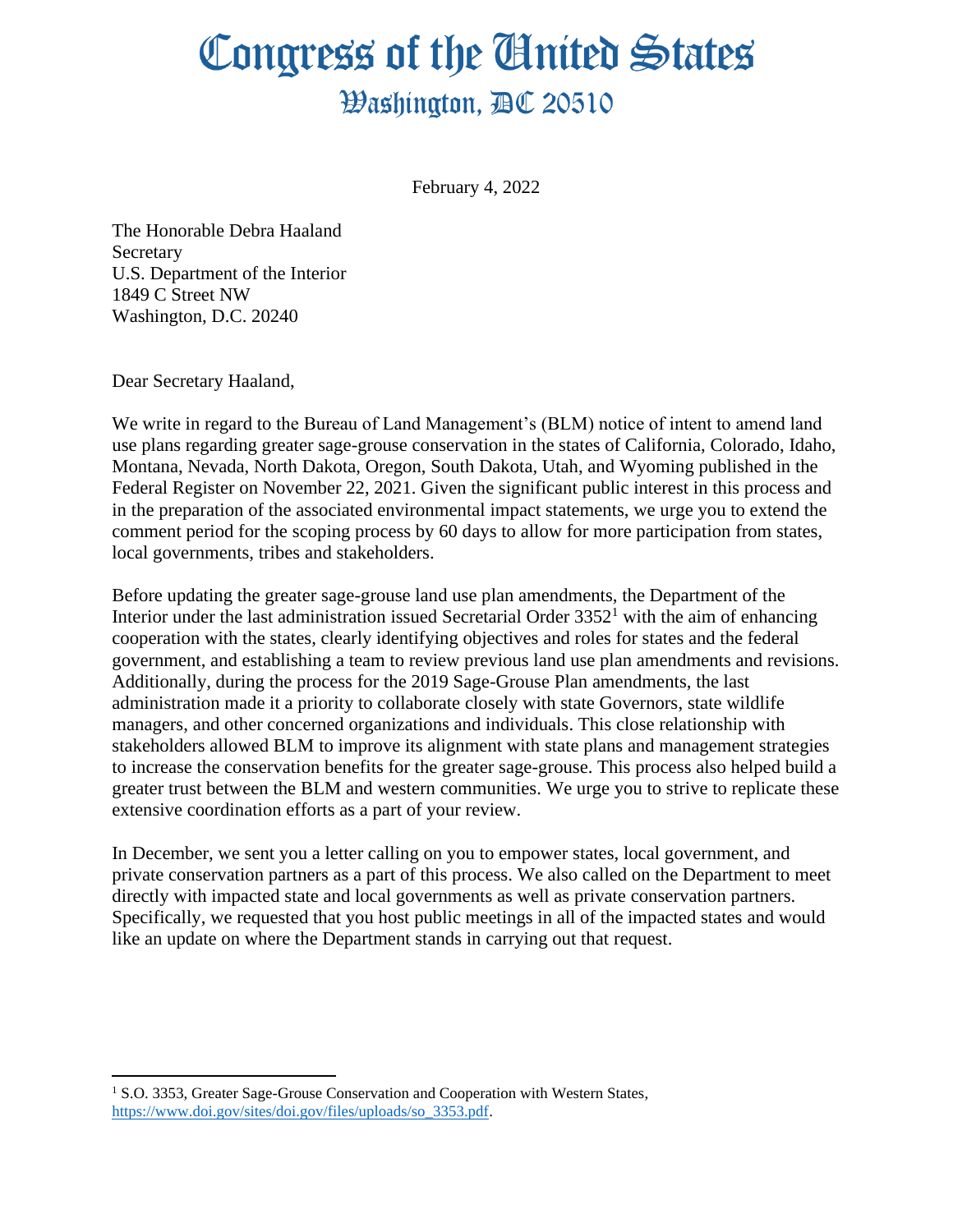# Congress of the United States
## Washington, DC 20510

February 4, 2022

The Honorable Debra Haaland
Secretary
U.S. Department of the Interior
1849 C Street NW
Washington, D.C. 20240

Dear Secretary Haaland,

We write in regard to the Bureau of Land Management's (BLM) notice of intent to amend land use plans regarding greater sage-grouse conservation in the states of California, Colorado, Idaho, Montana, Nevada, North Dakota, Oregon, South Dakota, Utah, and Wyoming published in the Federal Register on November 22, 2021. Given the significant public interest in this process and in the preparation of the associated environmental impact statements, we urge you to extend the comment period for the scoping process by 60 days to allow for more participation from states, local governments, tribes and stakeholders.

Before updating the greater sage-grouse land use plan amendments, the Department of the Interior under the last administration issued Secretarial Order 3352[1] with the aim of enhancing cooperation with the states, clearly identifying objectives and roles for states and the federal government, and establishing a team to review previous land use plan amendments and revisions. Additionally, during the process for the 2019 Sage-Grouse Plan amendments, the last administration made it a priority to collaborate closely with state Governors, state wildlife managers, and other concerned organizations and individuals. This close relationship with stakeholders allowed BLM to improve its alignment with state plans and management strategies to increase the conservation benefits for the greater sage-grouse. This process also helped build a greater trust between the BLM and western communities. We urge you to strive to replicate these extensive coordination efforts as a part of your review.

In December, we sent you a letter calling on you to empower states, local government, and private conservation partners as a part of this process. We also called on the Department to meet directly with impacted state and local governments as well as private conservation partners. Specifically, we requested that you host public meetings in all of the impacted states and would like an update on where the Department stands in carrying out that request.

---

[1] S.O. 3353, Greater Sage-Grouse Conservation and Cooperation with Western States, https://www.doi.gov/sites/doi.gov/files/uploads/so_3353.pdf.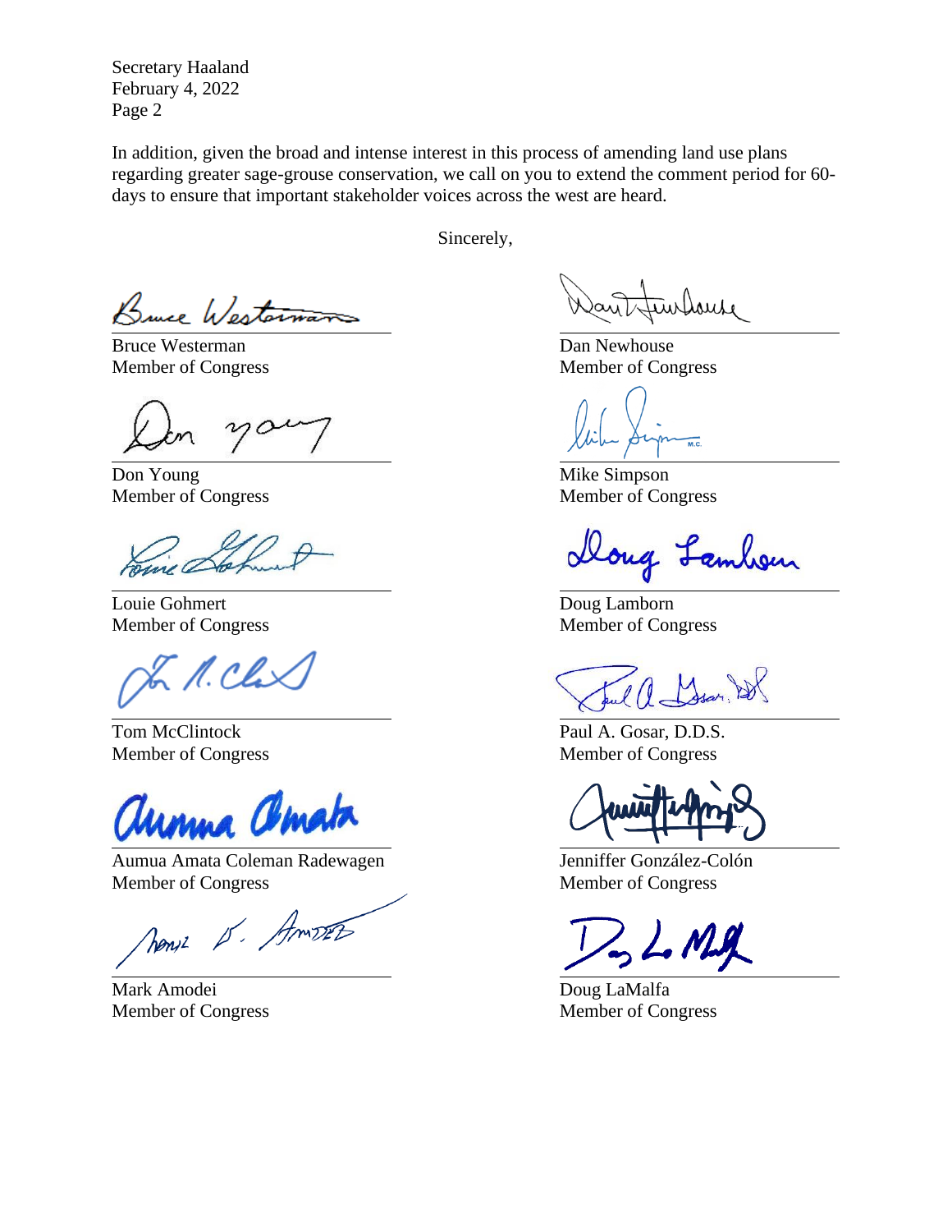In addition, given the broad and intense interest in this process of amending land use plans regarding greater sage-grouse conservation, we call on you to extend the comment period for 60-days to ensure that important stakeholder voices across the west are heard.

Sincerely,

Bruce Westerman
Member of Congress

Dan Newhouse
Member of Congress

Don Young
Member of Congress

Mike Simpson
Member of Congress

Louie Gohmert
Member of Congress

Doug Lamborn
Member of Congress

Tom McClintock
Member of Congress

Paul A. Gosar, D.D.S.
Member of Congress

Aumua Amata Coleman Radewagen
Member of Congress

Jenniffer González-Colón
Member of Congress

Mark Amodei
Member of Congress

Doug LaMalfa
Member of Congress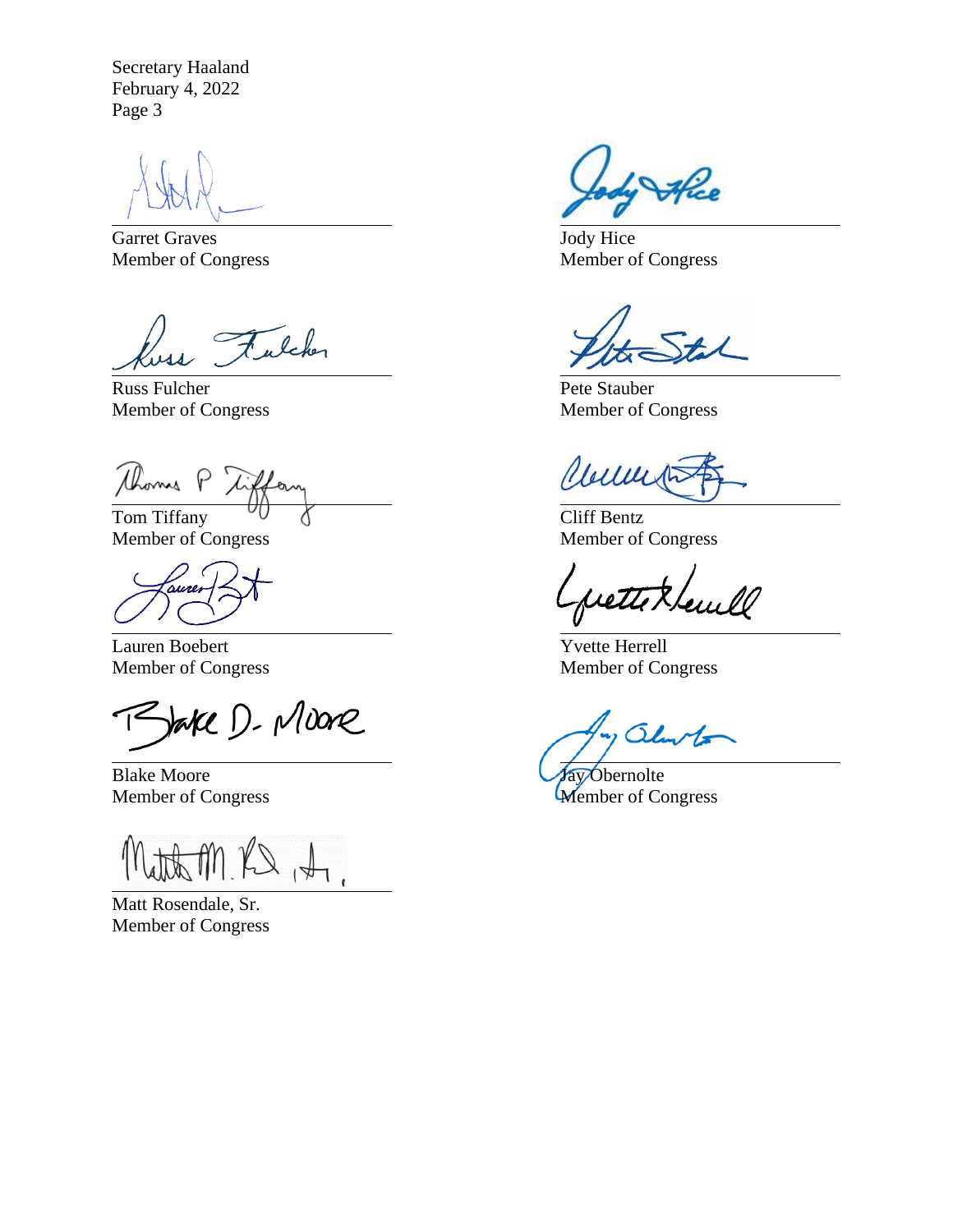Garret Graves
Member of Congress

Russ Fulcher
Member of Congress

Tom Tiffany
Member of Congress

Lauren Boebert
Member of Congress

Blake Moore
Member of Congress

Matt Rosendale, Sr.
Member of Congress

Jody Hice
Member of Congress

Pete Stauber
Member of Congress

Cliff Bentz
Member of Congress

Yvette Herrell
Member of Congress

Jay Obernolte
Member of Congress